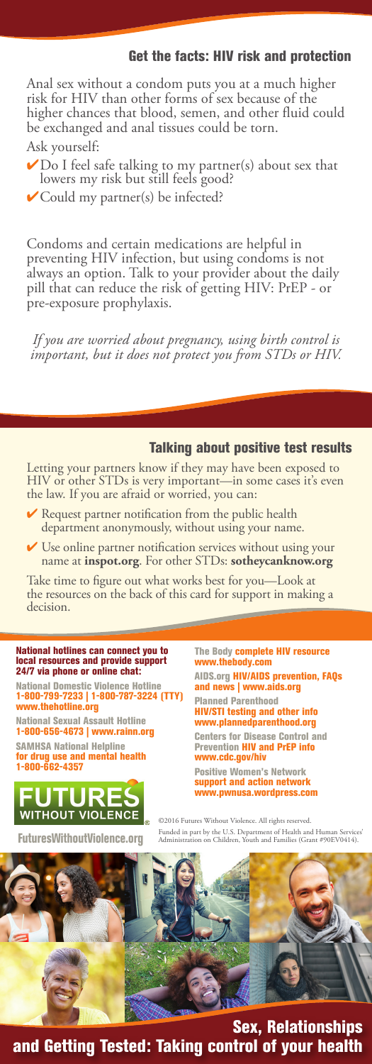## Get the facts: HIV risk and protection

Anal sex without a condom puts you at a much higher risk for HIV than other forms of sex because of the higher chances that blood, semen, and other fluid could be exchanged and anal tissues could be torn.

Ask yourself:

- ✔ Do I feel safe talking to my partner(s) about sex that lowers my risk but still feels good?
- ✔ Could my partner(s) be infected?

Condoms and certain medications are helpful in preventing HIV infection, but using condoms is not always an option. Talk to your provider about the daily pill that can reduce the risk of getting HIV: PrEP - or pre-exposure prophylaxis.

*If you are worried about pregnancy, using birth control is important, but it does not protect you from STDs or HIV.*

## Talking about positive test results

Letting your partners know if they may have been exposed to HIV or other STDs is very important—in some cases it's even the law. If you are afraid or worried, you can:

- ✔ Request partner notification from the public health department anonymously, without using your name.
- ✔ Use online partner notification services without using your name at **inspot.org**. For other STDs: **sotheycanknow.org**

Take time to figure out what works best for you—Look at the resources on the back of this card for support in making a decision.

**National hotlines can connect you to local resources and provide support 24/7 via phone or online chat:**

**National Domestic Violence Hotline**
**1-800-799-7233 | 1-800-787-3224 (TTY)**
**www.thehotline.org**

**National Sexual Assault Hotline**
**1-800-656-4673 | www.rainn.org**

**SAMHSA National Helpline**
**for drug use and mental health**
**1-800-662-4357**

**The Body complete HIV resource**
**www.thebody.com**

**AIDS.org HIV/AIDS prevention, FAQs and news | www.aids.org**

**Planned Parenthood**
**HIV/STI testing and other info**
**www.plannedparenthood.org**

**Centers for Disease Control and Prevention HIV and PrEP info**
**www.cdc.gov/hiv**

**Positive Women's Network**
**support and action network**
**www.pwnusa.wordpress.com**

FUTURES WITHOUT VIOLENCE®

**FuturesWithoutViolence.org**

©2016 Futures Without Violence. All rights reserved.

Funded in part by the U.S. Department of Health and Human Services' Administration on Children, Youth and Families (Grant #90EV0414).

# Sex, Relationships and Getting Tested: Taking control of your health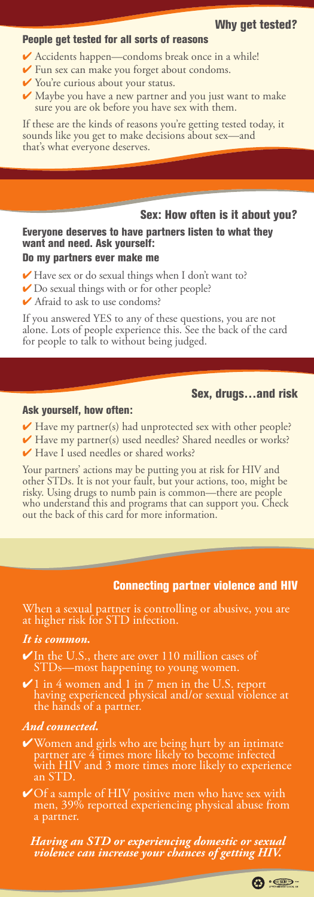## Why get tested?

### People get tested for all sorts of reasons

- ✔ Accidents happen—condoms break once in a while!
- ✔ Fun sex can make you forget about condoms.
- ✔ You're curious about your status.
- ✔ Maybe you have a new partner and you just want to make sure you are ok before you have sex with them.

If these are the kinds of reasons you're getting tested today, it sounds like you get to make decisions about sex—and that's what everyone deserves.

## Sex: How often is it about you?

### Everyone deserves to have partners listen to what they want and need. Ask yourself:

#### Do my partners ever make me

- ✔ Have sex or do sexual things when I don't want to?
- ✔ Do sexual things with or for other people?
- ✔ Afraid to ask to use condoms?

If you answered YES to any of these questions, you are not alone. Lots of people experience this. See the back of the card for people to talk to without being judged.

## Sex, drugs…and risk

### Ask yourself, how often:

- ✔ Have my partner(s) had unprotected sex with other people?
- ✔ Have my partner(s) used needles? Shared needles or works?
- ✔ Have I used needles or shared works?

Your partners' actions may be putting you at risk for HIV and other STDs. It is not your fault, but your actions, too, might be risky. Using drugs to numb pain is common—there are people who understand this and programs that can support you. Check out the back of this card for more information.

## Connecting partner violence and HIV

When a sexual partner is controlling or abusive, you are at higher risk for STD infection.

### *It is common.*

- ✔ In the U.S., there are over 110 million cases of STDs—most happening to young women.
- ✔ 1 in 4 women and 1 in 7 men in the U.S. report having experienced physical and/or sexual violence at the hands of a partner.

### *And connected.*

- ✔ Women and girls who are being hurt by an intimate partner are 4 times more likely to become infected with HIV and 3 more times more likely to experience an STD.
- ✔ Of a sample of HIV positive men who have sex with men, 39% reported experiencing physical abuse from a partner.

***Having an STD or experiencing domestic or sexual violence can increase your chances of getting HIV.***